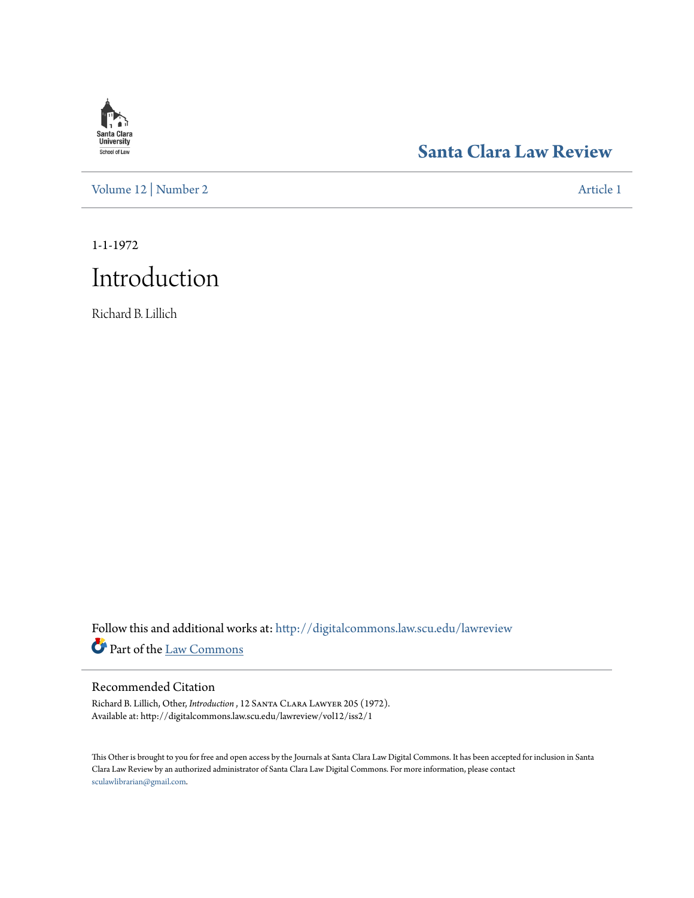Santa Clara University School of Law

# Santa Clara Law Review

Volume 12 | Number 2 Article 1

1-1-1972

# Introduction

Richard B. Lillich

Follow this and additional works at: http://digitalcommons.law.scu.edu/lawreview

Part of the Law Commons

## Recommended Citation

Richard B. Lillich, Other, *Introduction* , 12 Santa Clara Lawyer 205 (1972).
Available at: http://digitalcommons.law.scu.edu/lawreview/vol12/iss2/1

This Other is brought to you for free and open access by the Journals at Santa Clara Law Digital Commons. It has been accepted for inclusion in Santa Clara Law Review by an authorized administrator of Santa Clara Law Digital Commons. For more information, please contact sculawlibrarian@gmail.com.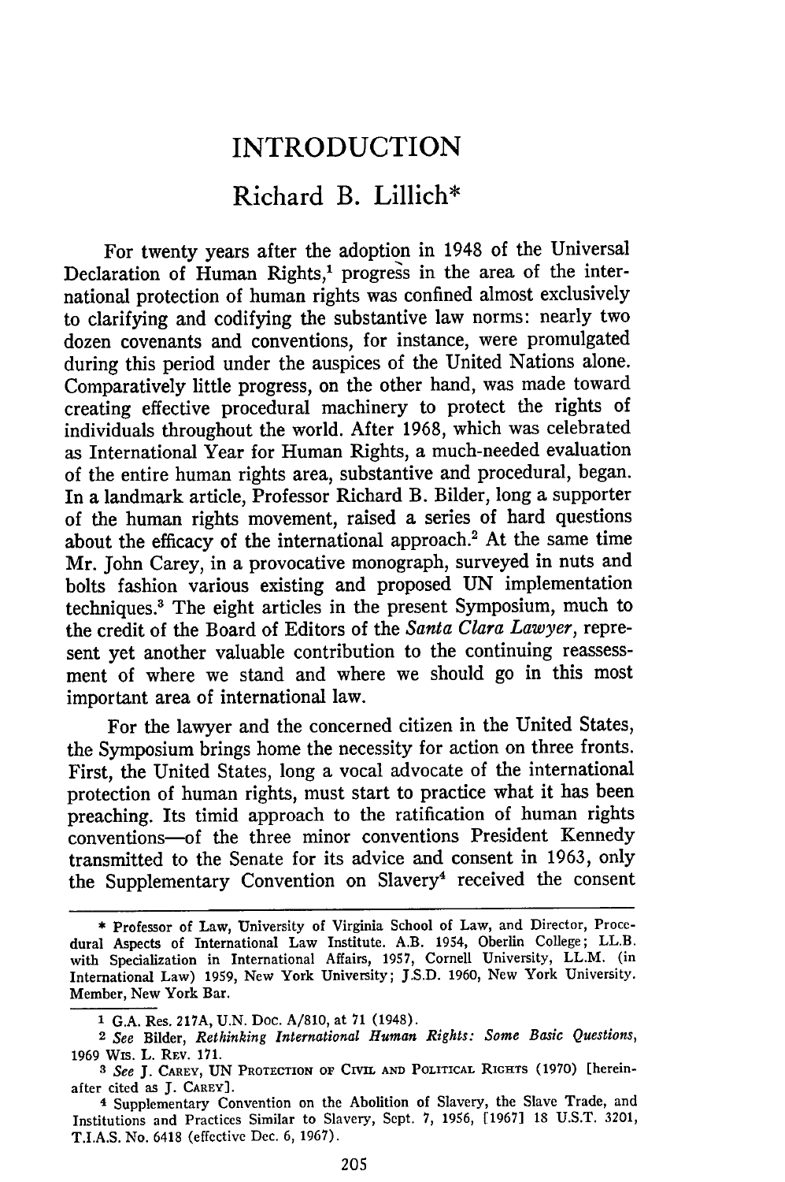# INTRODUCTION

## Richard B. Lillich*

For twenty years after the adoption in 1948 of the Universal Declaration of Human Rights,[1] progress in the area of the international protection of human rights was confined almost exclusively to clarifying and codifying the substantive law norms: nearly two dozen covenants and conventions, for instance, were promulgated during this period under the auspices of the United Nations alone. Comparatively little progress, on the other hand, was made toward creating effective procedural machinery to protect the rights of individuals throughout the world. After 1968, which was celebrated as International Year for Human Rights, a much-needed evaluation of the entire human rights area, substantive and procedural, began. In a landmark article, Professor Richard B. Bilder, long a supporter of the human rights movement, raised a series of hard questions about the efficacy of the international approach.[2] At the same time Mr. John Carey, in a provocative monograph, surveyed in nuts and bolts fashion various existing and proposed UN implementation techniques.[3] The eight articles in the present Symposium, much to the credit of the Board of Editors of the *Santa Clara Lawyer*, represent yet another valuable contribution to the continuing reassessment of where we stand and where we should go in this most important area of international law.

For the lawyer and the concerned citizen in the United States, the Symposium brings home the necessity for action on three fronts. First, the United States, long a vocal advocate of the international protection of human rights, must start to practice what it has been preaching. Its timid approach to the ratification of human rights conventions—of the three minor conventions President Kennedy transmitted to the Senate for its advice and consent in 1963, only the Supplementary Convention on Slavery[4] received the consent

---

\* Professor of Law, University of Virginia School of Law, and Director, Procedural Aspects of International Law Institute. A.B. 1954, Oberlin College; LL.B. with Specialization in International Affairs, 1957, Cornell University, LL.M. (in International Law) 1959, New York University; J.S.D. 1960, New York University. Member, New York Bar.

1 G.A. Res. 217A, U.N. Doc. A/810, at 71 (1948).

2 *See* Bilder, *Rethinking International Human Rights: Some Basic Questions*, 1969 WIS. L. REV. 171.

3 *See* J. CAREY, UN PROTECTION OF CIVIL AND POLITICAL RIGHTS (1970) [hereinafter cited as J. CAREY].

4 Supplementary Convention on the Abolition of Slavery, the Slave Trade, and Institutions and Practices Similar to Slavery, Sept. 7, 1956, [1967] 18 U.S.T. 3201, T.I.A.S. No. 6418 (effective Dec. 6, 1967).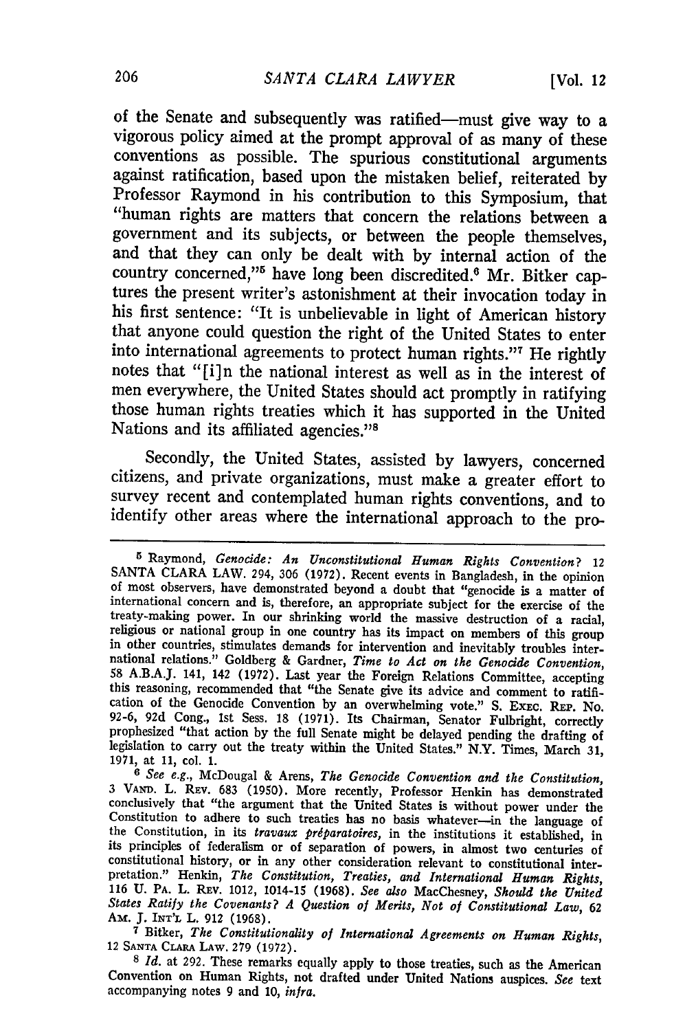of the Senate and subsequently was ratified—must give way to a vigorous policy aimed at the prompt approval of as many of these conventions as possible. The spurious constitutional arguments against ratification, based upon the mistaken belief, reiterated by Professor Raymond in his contribution to this Symposium, that "human rights are matters that concern the relations between a government and its subjects, or between the people themselves, and that they can only be dealt with by internal action of the country concerned,"[5] have long been discredited.[6] Mr. Bitker captures the present writer's astonishment at their invocation today in his first sentence: "It is unbelievable in light of American history that anyone could question the right of the United States to enter into international agreements to protect human rights."[7] He rightly notes that "[i]n the national interest as well as in the interest of men everywhere, the United States should act promptly in ratifying those human rights treaties which it has supported in the United Nations and its affiliated agencies."[8]

Secondly, the United States, assisted by lawyers, concerned citizens, and private organizations, must make a greater effort to survey recent and contemplated human rights conventions, and to identify other areas where the international approach to the pro-

---

[5] Raymond, *Genocide: An Unconstitutional Human Rights Convention?* 12 SANTA CLARA LAW. 294, 306 (1972). Recent events in Bangladesh, in the opinion of most observers, have demonstrated beyond a doubt that "genocide is a matter of international concern and is, therefore, an appropriate subject for the exercise of the treaty-making power. In our shrinking world the massive destruction of a racial, religious or national group in one country has its impact on members of this group in other countries, stimulates demands for intervention and inevitably troubles international relations." Goldberg & Gardner, *Time to Act on the Genocide Convention*, 58 A.B.A.J. 141, 142 (1972). Last year the Foreign Relations Committee, accepting this reasoning, recommended that "the Senate give its advice and comment to ratification of the Genocide Convention by an overwhelming vote." S. EXEC. REP. No. 92-6, 92d Cong., 1st Sess. 18 (1971). Its Chairman, Senator Fulbright, correctly prophesized "that action by the full Senate might be delayed pending the drafting of legislation to carry out the treaty within the United States." N.Y. Times, March 31, 1971, at 11, col. 1.

[6] *See e.g.*, McDougal & Arens, *The Genocide Convention and the Constitution*, 3 VAND. L. REV. 683 (1950). More recently, Professor Henkin has demonstrated conclusively that "the argument that the United States is without power under the Constitution to adhere to such treaties has no basis whatever—in the language of the Constitution, in its *travaux préparatoires*, in the institutions it established, in its principles of federalism or of separation of powers, in almost two centuries of constitutional history, or in any other consideration relevant to constitutional interpretation." Henkin, *The Constitution, Treaties, and International Human Rights*, 116 U. PA. L. REV. 1012, 1014-15 (1968). *See also* MacChesney, *Should the United States Ratify the Covenants? A Question of Merits, Not of Constitutional Law*, 62 AM. J. INT'L L. 912 (1968).

[7] Bitker, *The Constitutionality of International Agreements on Human Rights*, 12 SANTA CLARA LAW. 279 (1972).

[8] *Id.* at 292. These remarks equally apply to those treaties, such as the American Convention on Human Rights, not drafted under United Nations auspices. *See* text accompanying notes 9 and 10, *infra*.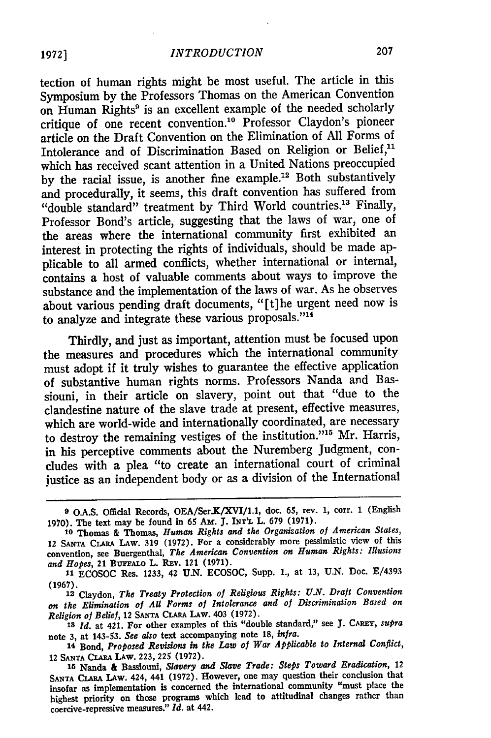tection of human rights might be most useful. The article in this Symposium by the Professors Thomas on the American Convention on Human Rights[9] is an excellent example of the needed scholarly critique of one recent convention.[10] Professor Claydon's pioneer article on the Draft Convention on the Elimination of All Forms of Intolerance and of Discrimination Based on Religion or Belief,[11] which has received scant attention in a United Nations preoccupied by the racial issue, is another fine example.[12] Both substantively and procedurally, it seems, this draft convention has suffered from "double standard" treatment by Third World countries.[13] Finally, Professor Bond's article, suggesting that the laws of war, one of the areas where the international community first exhibited an interest in protecting the rights of individuals, should be made applicable to all armed conflicts, whether international or internal, contains a host of valuable comments about ways to improve the substance and the implementation of the laws of war. As he observes about various pending draft documents, "[t]he urgent need now is to analyze and integrate these various proposals."[14]

Thirdly, and just as important, attention must be focused upon the measures and procedures which the international community must adopt if it truly wishes to guarantee the effective application of substantive human rights norms. Professors Nanda and Bassiouni, in their article on slavery, point out that "due to the clandestine nature of the slave trade at present, effective measures, which are world-wide and internationally coordinated, are necessary to destroy the remaining vestiges of the institution."[15] Mr. Harris, in his perceptive comments about the Nuremberg Judgment, concludes with a plea "to create an international court of criminal justice as an independent body or as a division of the International

---

[9] O.A.S. Official Records, OEA/Ser.K/XVI/1.1, doc. 65, rev. 1, corr. 1 (English 1970). The text may be found in 65 AM. J. INT'L L. 679 (1971).

[10] Thomas & Thomas, *Human Rights and the Organization of American States*, 12 SANTA CLARA LAW. 319 (1972). For a considerably more pessimistic view of this convention, see Buergenthal, *The American Convention on Human Rights: Illusions and Hopes*, 21 BUFFALO L. REV. 121 (1971).

[11] ECOSOC Res. 1233, 42 U.N. ECOSOC, Supp. 1., at 13, U.N. Doc. E/4393 (1967).

[12] Claydon, *The Treaty Protection of Religious Rights: U.N. Draft Convention on the Elimination of All Forms of Intolerance and of Discrimination Based on Religion of Belief*, 12 SANTA CLARA LAW. 403 (1972).

[13] *Id.* at 421. For other examples of this "double standard," see J. CAREY, *supra* note 3, at 143-53. *See also* text accompanying note 18, *infra*.

[14] Bond, *Proposed Revisions in the Law of War Applicable to Internal Conflict*, 12 SANTA CLARA LAW. 223, 225 (1972).

[15] Nanda & Bassiouni, *Slavery and Slave Trade: Steps Toward Eradication*, 12 SANTA CLARA LAW. 424, 441 (1972). However, one may question their conclusion that insofar as implementation is concerned the international community "must place the highest priority on those programs which lead to attitudinal changes rather than coercive-repressive measures." *Id.* at 442.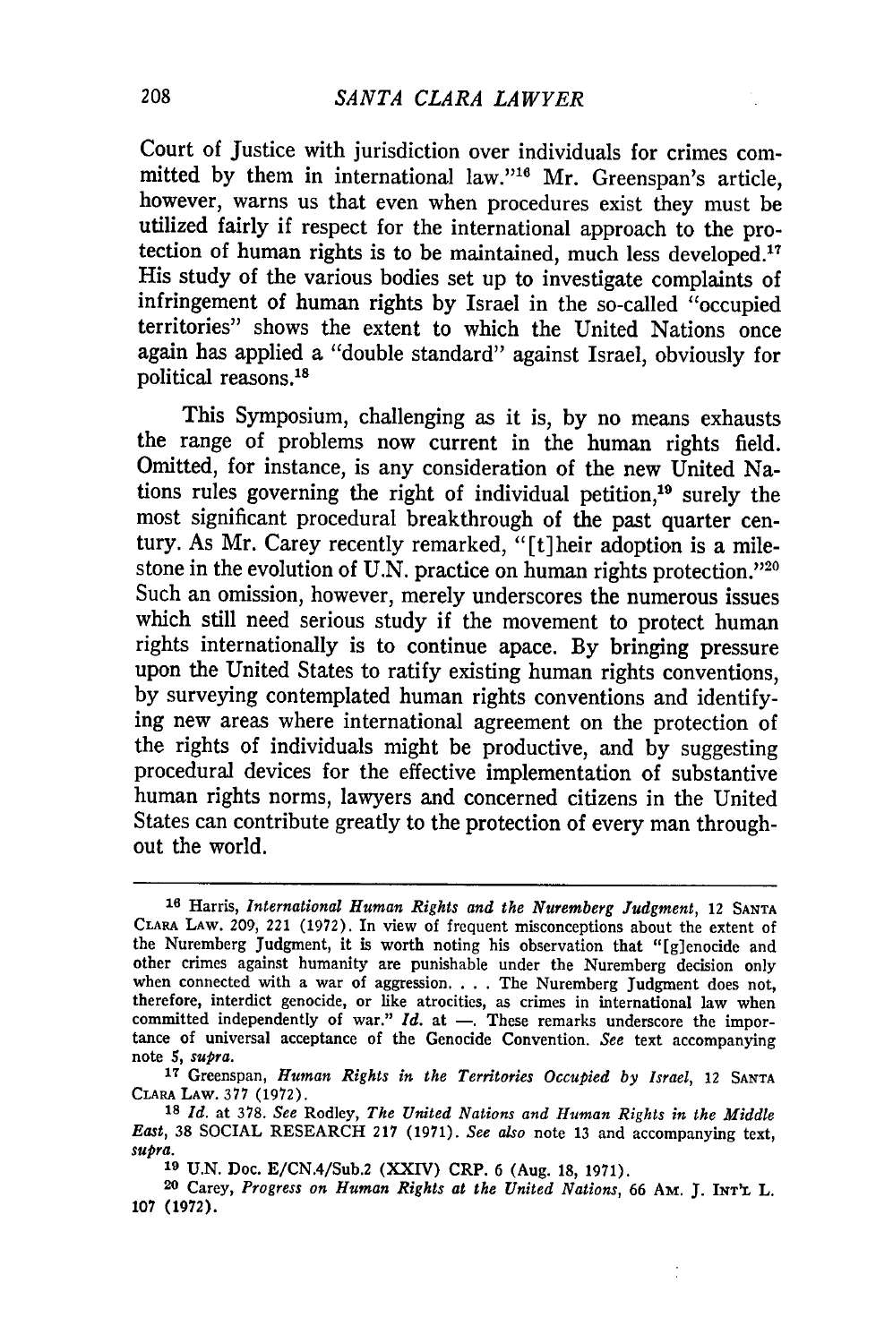Court of Justice with jurisdiction over individuals for crimes committed by them in international law."[16] Mr. Greenspan's article, however, warns us that even when procedures exist they must be utilized fairly if respect for the international approach to the protection of human rights is to be maintained, much less developed.[17] His study of the various bodies set up to investigate complaints of infringement of human rights by Israel in the so-called "occupied territories" shows the extent to which the United Nations once again has applied a "double standard" against Israel, obviously for political reasons.[18]

This Symposium, challenging as it is, by no means exhausts the range of problems now current in the human rights field. Omitted, for instance, is any consideration of the new United Nations rules governing the right of individual petition,[19] surely the most significant procedural breakthrough of the past quarter century. As Mr. Carey recently remarked, "[t]heir adoption is a milestone in the evolution of U.N. practice on human rights protection."[20] Such an omission, however, merely underscores the numerous issues which still need serious study if the movement to protect human rights internationally is to continue apace. By bringing pressure upon the United States to ratify existing human rights conventions, by surveying contemplated human rights conventions and identifying new areas where international agreement on the protection of the rights of individuals might be productive, and by suggesting procedural devices for the effective implementation of substantive human rights norms, lawyers and concerned citizens in the United States can contribute greatly to the protection of every man throughout the world.

---

[16] Harris, *International Human Rights and the Nuremberg Judgment*, 12 SANTA CLARA LAW. 209, 221 (1972). In view of frequent misconceptions about the extent of the Nuremberg Judgment, it is worth noting his observation that "[g]enocide and other crimes against humanity are punishable under the Nuremberg decision only when connected with a war of aggression. . . . The Nuremberg Judgment does not, therefore, interdict genocide, or like atrocities, as crimes in international law when committed independently of war." *Id.* at —. These remarks underscore the importance of universal acceptance of the Genocide Convention. *See* text accompanying note 5, *supra*.

[17] Greenspan, *Human Rights in the Territories Occupied by Israel*, 12 SANTA CLARA LAW. 377 (1972).

[18] *Id.* at 378. *See* Rodley, *The United Nations and Human Rights in the Middle East*, 38 SOCIAL RESEARCH 217 (1971). *See also* note 13 and accompanying text, *supra*.

[19] U.N. Doc. E/CN.4/Sub.2 (XXIV) CRP. 6 (Aug. 18, 1971).

[20] Carey, *Progress on Human Rights at the United Nations*, 66 AM. J. INT'L L. 107 (1972).